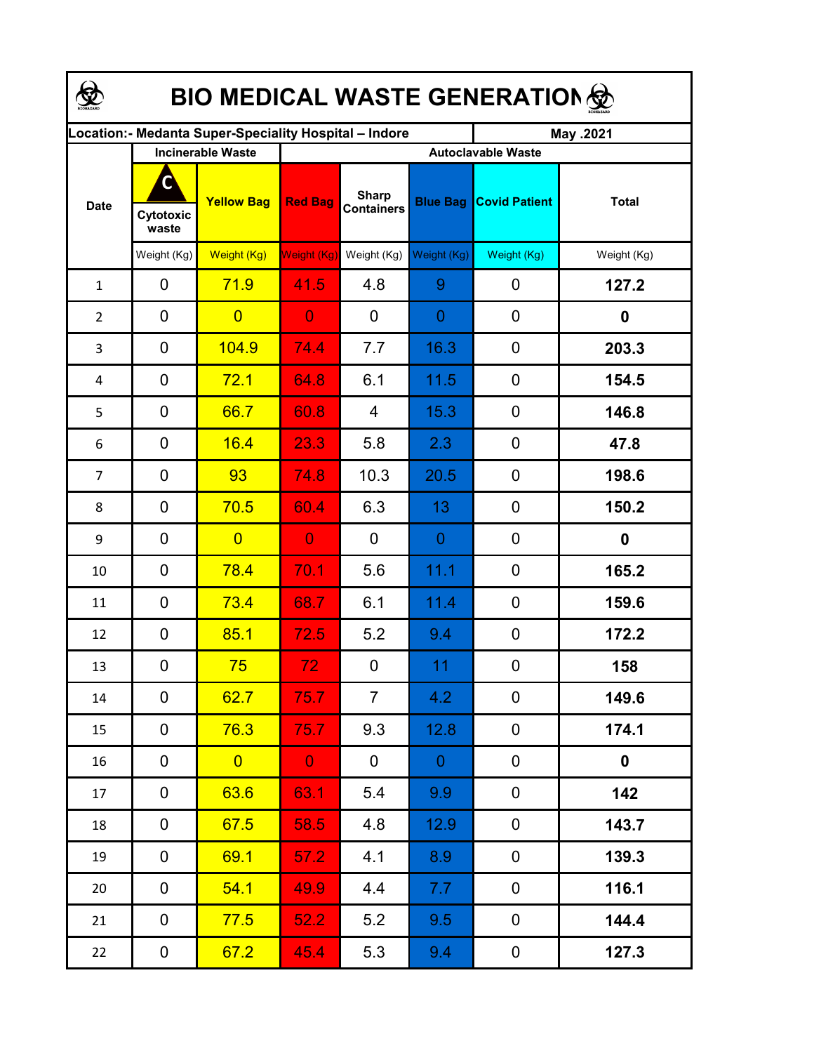# BIO MEDICAL WASTE GENERATION

| Location:- Medanta Super-Speciality Hospital – Indore | | | | | | | May .2021 |
|---|---|---|---|---|---|---|---|
| Date | Incinerable Waste | | Autoclavable Waste | | | | |
| | Cytotoxic waste | Yellow Bag | Red Bag | Sharp Containers | Blue Bag | Covid Patient | Total |
| | Weight (Kg) | Weight (Kg) | Weight (Kg) | Weight (Kg) | Weight (Kg) | Weight (Kg) | Weight (Kg) |
| 1 | 0 | 71.9 | 41.5 | 4.8 | 9 | 0 | **127.2** |
| 2 | 0 | 0 | 0 | 0 | 0 | 0 | **0** |
| 3 | 0 | 104.9 | 74.4 | 7.7 | 16.3 | 0 | **203.3** |
| 4 | 0 | 72.1 | 64.8 | 6.1 | 11.5 | 0 | **154.5** |
| 5 | 0 | 66.7 | 60.8 | 4 | 15.3 | 0 | **146.8** |
| 6 | 0 | 16.4 | 23.3 | 5.8 | 2.3 | 0 | **47.8** |
| 7 | 0 | 93 | 74.8 | 10.3 | 20.5 | 0 | **198.6** |
| 8 | 0 | 70.5 | 60.4 | 6.3 | 13 | 0 | **150.2** |
| 9 | 0 | 0 | 0 | 0 | 0 | 0 | **0** |
| 10 | 0 | 78.4 | 70.1 | 5.6 | 11.1 | 0 | **165.2** |
| 11 | 0 | 73.4 | 68.7 | 6.1 | 11.4 | 0 | **159.6** |
| 12 | 0 | 85.1 | 72.5 | 5.2 | 9.4 | 0 | **172.2** |
| 13 | 0 | 75 | 72 | 0 | 11 | 0 | **158** |
| 14 | 0 | 62.7 | 75.7 | 7 | 4.2 | 0 | **149.6** |
| 15 | 0 | 76.3 | 75.7 | 9.3 | 12.8 | 0 | **174.1** |
| 16 | 0 | 0 | 0 | 0 | 0 | 0 | **0** |
| 17 | 0 | 63.6 | 63.1 | 5.4 | 9.9 | 0 | **142** |
| 18 | 0 | 67.5 | 58.5 | 4.8 | 12.9 | 0 | **143.7** |
| 19 | 0 | 69.1 | 57.2 | 4.1 | 8.9 | 0 | **139.3** |
| 20 | 0 | 54.1 | 49.9 | 4.4 | 7.7 | 0 | **116.1** |
| 21 | 0 | 77.5 | 52.2 | 5.2 | 9.5 | 0 | **144.4** |
| 22 | 0 | 67.2 | 45.4 | 5.3 | 9.4 | 0 | **127.3** |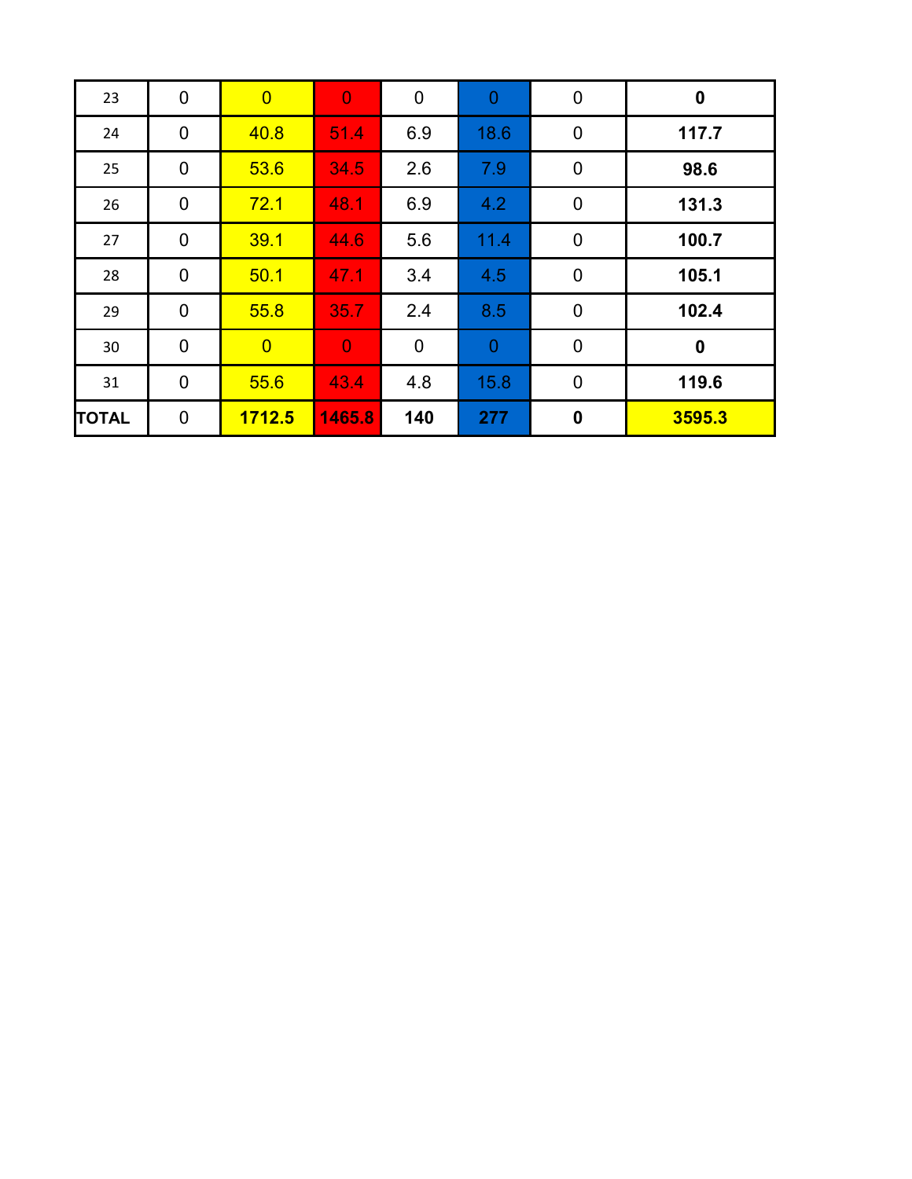| | | | | | | | |
|---|---|---|---|---|---|---|---|
| 23 | 0 | 0 | 0 | 0 | 0 | 0 | **0** |
| 24 | 0 | 40.8 | 51.4 | 6.9 | 18.6 | 0 | **117.7** |
| 25 | 0 | 53.6 | 34.5 | 2.6 | 7.9 | 0 | **98.6** |
| 26 | 0 | 72.1 | 48.1 | 6.9 | 4.2 | 0 | **131.3** |
| 27 | 0 | 39.1 | 44.6 | 5.6 | 11.4 | 0 | **100.7** |
| 28 | 0 | 50.1 | 47.1 | 3.4 | 4.5 | 0 | **105.1** |
| 29 | 0 | 55.8 | 35.7 | 2.4 | 8.5 | 0 | **102.4** |
| 30 | 0 | 0 | 0 | 0 | 0 | 0 | **0** |
| 31 | 0 | 55.6 | 43.4 | 4.8 | 15.8 | 0 | **119.6** |
| **TOTAL** | 0 | **1712.5** | **1465.8** | **140** | **277** | **0** | **3595.3** |